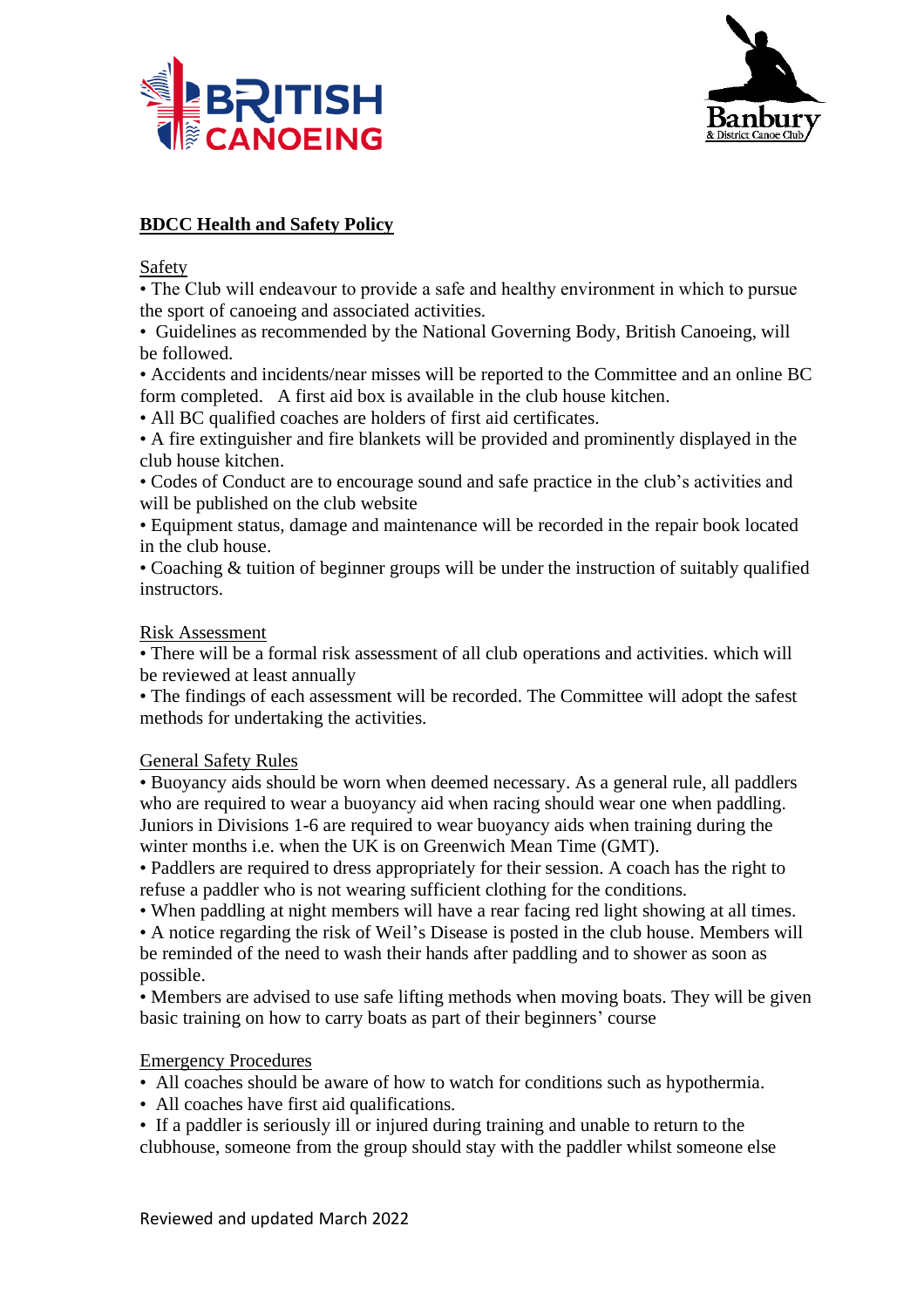# BDCC Health and Safety Policy

## Safety

- The Club will endeavour to provide a safe and healthy environment in which to pursue the sport of canoeing and associated activities.
- Guidelines as recommended by the National Governing Body, British Canoeing, will be followed.
- Accidents and incidents/near misses will be reported to the Committee and an online BC form completed. A first aid box is available in the club house kitchen.
- All BC qualified coaches are holders of first aid certificates.
- A fire extinguisher and fire blankets will be provided and prominently displayed in the club house kitchen.
- Codes of Conduct are to encourage sound and safe practice in the club's activities and will be published on the club website
- Equipment status, damage and maintenance will be recorded in the repair book located in the club house.
- Coaching & tuition of beginner groups will be under the instruction of suitably qualified instructors.

## Risk Assessment

- There will be a formal risk assessment of all club operations and activities. which will be reviewed at least annually
- The findings of each assessment will be recorded. The Committee will adopt the safest methods for undertaking the activities.

## General Safety Rules

- Buoyancy aids should be worn when deemed necessary. As a general rule, all paddlers who are required to wear a buoyancy aid when racing should wear one when paddling. Juniors in Divisions 1-6 are required to wear buoyancy aids when training during the winter months i.e. when the UK is on Greenwich Mean Time (GMT).
- Paddlers are required to dress appropriately for their session. A coach has the right to refuse a paddler who is not wearing sufficient clothing for the conditions.
- When paddling at night members will have a rear facing red light showing at all times.
- A notice regarding the risk of Weil's Disease is posted in the club house. Members will be reminded of the need to wash their hands after paddling and to shower as soon as possible.
- Members are advised to use safe lifting methods when moving boats. They will be given basic training on how to carry boats as part of their beginners' course

## Emergency Procedures

- All coaches should be aware of how to watch for conditions such as hypothermia.
- All coaches have first aid qualifications.
- If a paddler is seriously ill or injured during training and unable to return to the clubhouse, someone from the group should stay with the paddler whilst someone else

Reviewed and updated March 2022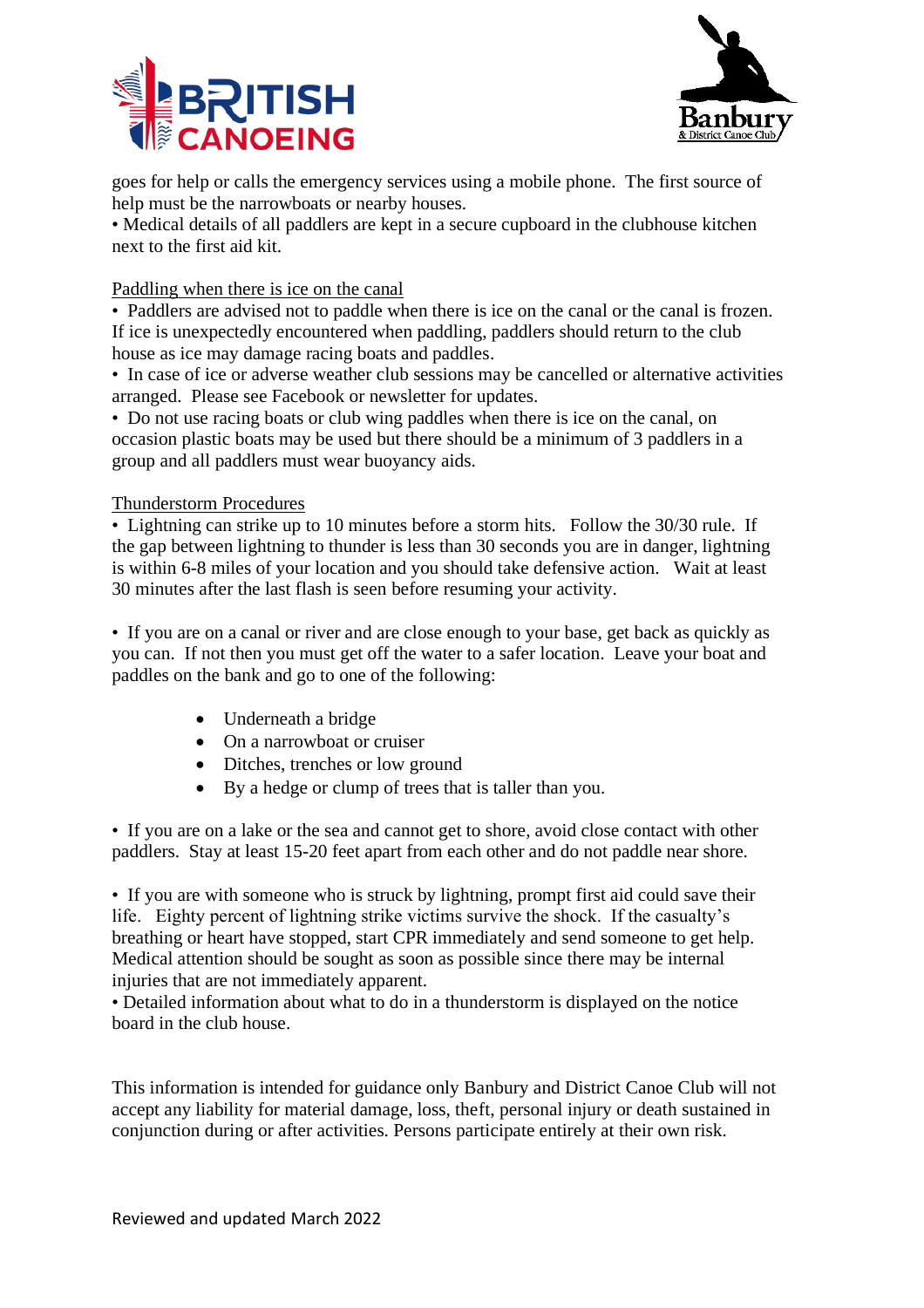goes for help or calls the emergency services using a mobile phone. The first source of help must be the narrowboats or nearby houses.

• Medical details of all paddlers are kept in a secure cupboard in the clubhouse kitchen next to the first aid kit.

Paddling when there is ice on the canal

• Paddlers are advised not to paddle when there is ice on the canal or the canal is frozen. If ice is unexpectedly encountered when paddling, paddlers should return to the club house as ice may damage racing boats and paddles.

• In case of ice or adverse weather club sessions may be cancelled or alternative activities arranged. Please see Facebook or newsletter for updates.

• Do not use racing boats or club wing paddles when there is ice on the canal, on occasion plastic boats may be used but there should be a minimum of 3 paddlers in a group and all paddlers must wear buoyancy aids.

Thunderstorm Procedures

• Lightning can strike up to 10 minutes before a storm hits. Follow the 30/30 rule. If the gap between lightning to thunder is less than 30 seconds you are in danger, lightning is within 6-8 miles of your location and you should take defensive action. Wait at least 30 minutes after the last flash is seen before resuming your activity.

• If you are on a canal or river and are close enough to your base, get back as quickly as you can. If not then you must get off the water to a safer location. Leave your boat and paddles on the bank and go to one of the following:

- Underneath a bridge
- On a narrowboat or cruiser
- Ditches, trenches or low ground
- By a hedge or clump of trees that is taller than you.

• If you are on a lake or the sea and cannot get to shore, avoid close contact with other paddlers. Stay at least 15-20 feet apart from each other and do not paddle near shore.

• If you are with someone who is struck by lightning, prompt first aid could save their life. Eighty percent of lightning strike victims survive the shock. If the casualty's breathing or heart have stopped, start CPR immediately and send someone to get help. Medical attention should be sought as soon as possible since there may be internal injuries that are not immediately apparent.

• Detailed information about what to do in a thunderstorm is displayed on the notice board in the club house.

This information is intended for guidance only Banbury and District Canoe Club will not accept any liability for material damage, loss, theft, personal injury or death sustained in conjunction during or after activities. Persons participate entirely at their own risk.

Reviewed and updated March 2022